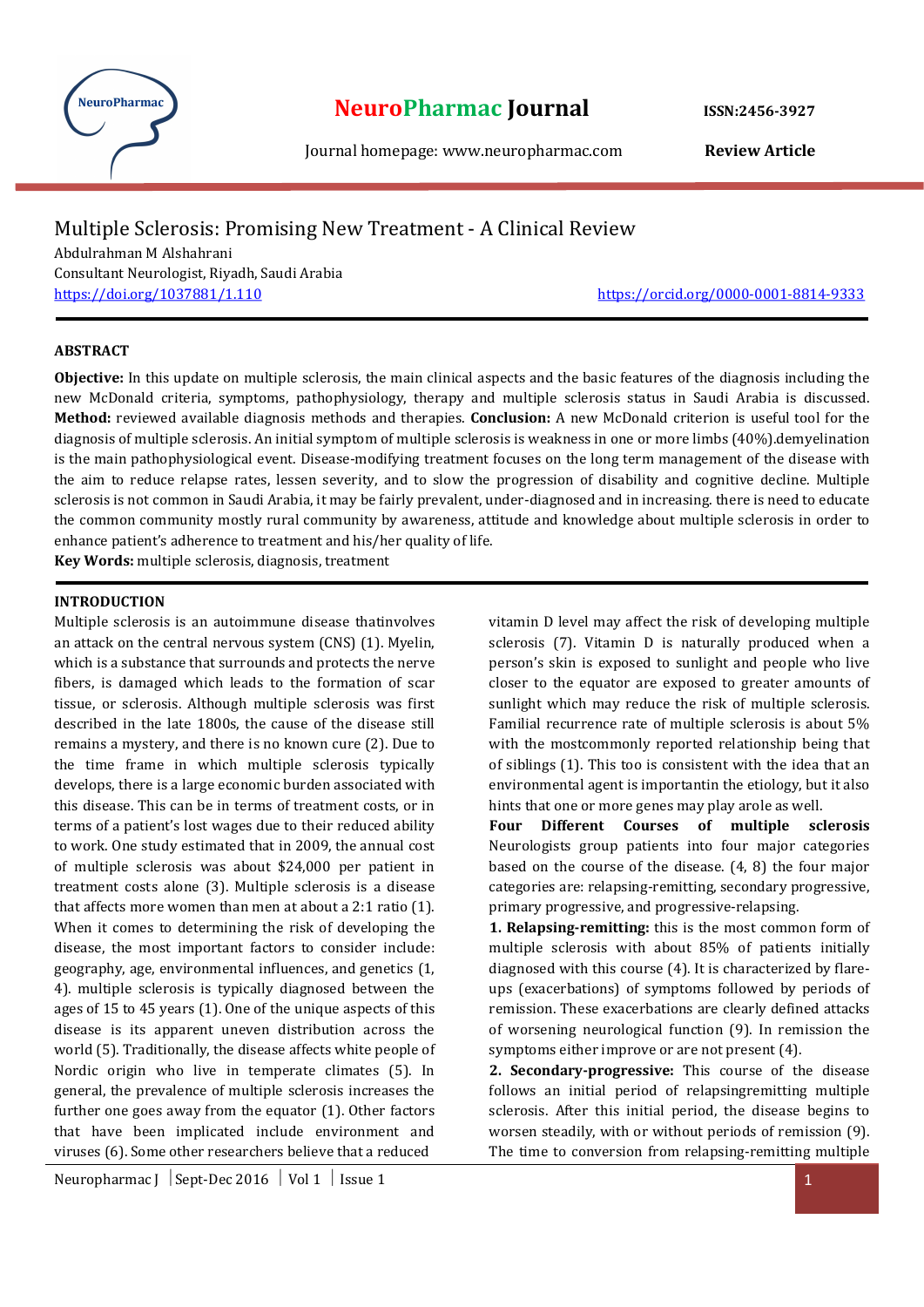# Multiple Sclerosis: Promising New Treatment - A Clinical Review

Abdulrahman M Alshahrani

Consultant Neurologist, Riyadh, Saudi Arabia

https://doi.org/1037881/1.110 https://orcid.org/0000-0001-8814-9333

## ABSTRACT

**Objective:** In this update on multiple sclerosis, the main clinical aspects and the basic features of the diagnosis including the new McDonald criteria, symptoms, pathophysiology, therapy and multiple sclerosis status in Saudi Arabia is discussed. **Method:** reviewed available diagnosis methods and therapies. **Conclusion:** A new McDonald criterion is useful tool for the diagnosis of multiple sclerosis. An initial symptom of multiple sclerosis is weakness in one or more limbs (40%).demyelination is the main pathophysiological event. Disease-modifying treatment focuses on the long term management of the disease with the aim to reduce relapse rates, lessen severity, and to slow the progression of disability and cognitive decline. Multiple sclerosis is not common in Saudi Arabia, it may be fairly prevalent, under-diagnosed and in increasing. there is need to educate the common community mostly rural community by awareness, attitude and knowledge about multiple sclerosis in order to enhance patient's adherence to treatment and his/her quality of life.

**Key Words:** multiple sclerosis, diagnosis, treatment

## INTRODUCTION

Multiple sclerosis is an autoimmune disease thatinvolves an attack on the central nervous system (CNS) (1). Myelin, which is a substance that surrounds and protects the nerve fibers, is damaged which leads to the formation of scar tissue, or sclerosis. Although multiple sclerosis was first described in the late 1800s, the cause of the disease still remains a mystery, and there is no known cure (2). Due to the time frame in which multiple sclerosis typically develops, there is a large economic burden associated with this disease. This can be in terms of treatment costs, or in terms of a patient's lost wages due to their reduced ability to work. One study estimated that in 2009, the annual cost of multiple sclerosis was about $24,000 per patient in treatment costs alone (3). Multiple sclerosis is a disease that affects more women than men at about a 2:1 ratio (1). When it comes to determining the risk of developing the disease, the most important factors to consider include: geography, age, environmental influences, and genetics (1, 4). multiple sclerosis is typically diagnosed between the ages of 15 to 45 years (1). One of the unique aspects of this disease is its apparent uneven distribution across the world (5). Traditionally, the disease affects white people of Nordic origin who live in temperate climates (5). In general, the prevalence of multiple sclerosis increases the further one goes away from the equator (1). Other factors that have been implicated include environment and viruses (6). Some other researchers believe that a reduced vitamin D level may affect the risk of developing multiple sclerosis (7). Vitamin D is naturally produced when a person's skin is exposed to sunlight and people who live closer to the equator are exposed to greater amounts of sunlight which may reduce the risk of multiple sclerosis. Familial recurrence rate of multiple sclerosis is about 5% with the mostcommonly reported relationship being that of siblings (1). This too is consistent with the idea that an environmental agent is importantin the etiology, but it also hints that one or more genes may play arole as well.

**Four Different Courses of multiple sclerosis**

Neurologists group patients into four major categories based on the course of the disease. (4, 8) the four major categories are: relapsing-remitting, secondary progressive, primary progressive, and progressive-relapsing.

**1. Relapsing-remitting:** this is the most common form of multiple sclerosis with about 85% of patients initially diagnosed with this course (4). It is characterized by flare-ups (exacerbations) of symptoms followed by periods of remission. These exacerbations are clearly defined attacks of worsening neurological function (9). In remission the symptoms either improve or are not present (4).

**2. Secondary-progressive:** This course of the disease follows an initial period of relapsingremitting multiple sclerosis. After this initial period, the disease begins to worsen steadily, with or without periods of remission (9). The time to conversion from relapsing-remitting multiple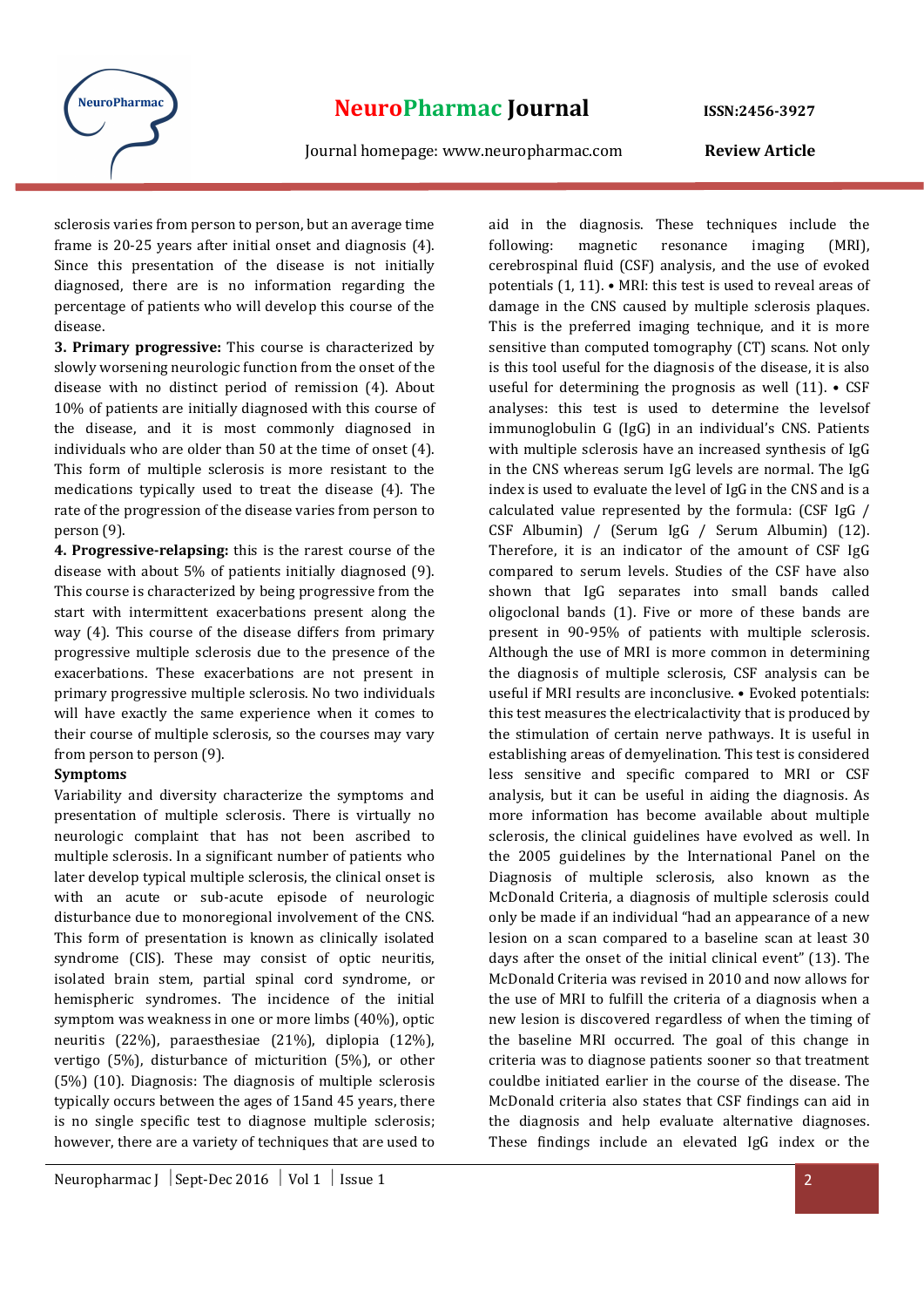sclerosis varies from person to person, but an average time frame is 20-25 years after initial onset and diagnosis (4). Since this presentation of the disease is not initially diagnosed, there are is no information regarding the percentage of patients who will develop this course of the disease.

**3. Primary progressive:** This course is characterized by slowly worsening neurologic function from the onset of the disease with no distinct period of remission (4). About 10% of patients are initially diagnosed with this course of the disease, and it is most commonly diagnosed in individuals who are older than 50 at the time of onset (4). This form of multiple sclerosis is more resistant to the medications typically used to treat the disease (4). The rate of the progression of the disease varies from person to person (9).

**4. Progressive-relapsing:** this is the rarest course of the disease with about 5% of patients initially diagnosed (9). This course is characterized by being progressive from the start with intermittent exacerbations present along the way (4). This course of the disease differs from primary progressive multiple sclerosis due to the presence of the exacerbations. These exacerbations are not present in primary progressive multiple sclerosis. No two individuals will have exactly the same experience when it comes to their course of multiple sclerosis, so the courses may vary from person to person (9).

**Symptoms**

Variability and diversity characterize the symptoms and presentation of multiple sclerosis. There is virtually no neurologic complaint that has not been ascribed to multiple sclerosis. In a significant number of patients who later develop typical multiple sclerosis, the clinical onset is with an acute or sub-acute episode of neurologic disturbance due to monoregional involvement of the CNS. This form of presentation is known as clinically isolated syndrome (CIS). These may consist of optic neuritis, isolated brain stem, partial spinal cord syndrome, or hemispheric syndromes. The incidence of the initial symptom was weakness in one or more limbs (40%), optic neuritis (22%), paraesthesiae (21%), diplopia (12%), vertigo (5%), disturbance of micturition (5%), or other (5%) (10). Diagnosis: The diagnosis of multiple sclerosis typically occurs between the ages of 15and 45 years, there is no single specific test to diagnose multiple sclerosis; however, there are a variety of techniques that are used to aid in the diagnosis. These techniques include the following: magnetic resonance imaging (MRI), cerebrospinal fluid (CSF) analysis, and the use of evoked potentials (1, 11). • MRI: this test is used to reveal areas of damage in the CNS caused by multiple sclerosis plaques. This is the preferred imaging technique, and it is more sensitive than computed tomography (CT) scans. Not only is this tool useful for the diagnosis of the disease, it is also useful for determining the prognosis as well (11). • CSF analyses: this test is used to determine the levelsof immunoglobulin G (IgG) in an individual's CNS. Patients with multiple sclerosis have an increased synthesis of IgG in the CNS whereas serum IgG levels are normal. The IgG index is used to evaluate the level of IgG in the CNS and is a calculated value represented by the formula: (CSF IgG / CSF Albumin) / (Serum IgG / Serum Albumin) (12). Therefore, it is an indicator of the amount of CSF IgG compared to serum levels. Studies of the CSF have also shown that IgG separates into small bands called oligoclonal bands (1). Five or more of these bands are present in 90-95% of patients with multiple sclerosis. Although the use of MRI is more common in determining the diagnosis of multiple sclerosis, CSF analysis can be useful if MRI results are inconclusive. • Evoked potentials: this test measures the electricalactivity that is produced by the stimulation of certain nerve pathways. It is useful in establishing areas of demyelination. This test is considered less sensitive and specific compared to MRI or CSF analysis, but it can be useful in aiding the diagnosis. As more information has become available about multiple sclerosis, the clinical guidelines have evolved as well. In the 2005 guidelines by the International Panel on the Diagnosis of multiple sclerosis, also known as the McDonald Criteria, a diagnosis of multiple sclerosis could only be made if an individual "had an appearance of a new lesion on a scan compared to a baseline scan at least 30 days after the onset of the initial clinical event" (13). The McDonald Criteria was revised in 2010 and now allows for the use of MRI to fulfill the criteria of a diagnosis when a new lesion is discovered regardless of when the timing of the baseline MRI occurred. The goal of this change in criteria was to diagnose patients sooner so that treatment couldbe initiated earlier in the course of the disease. The McDonald criteria also states that CSF findings can aid in the diagnosis and help evaluate alternative diagnoses. These findings include an elevated IgG index or the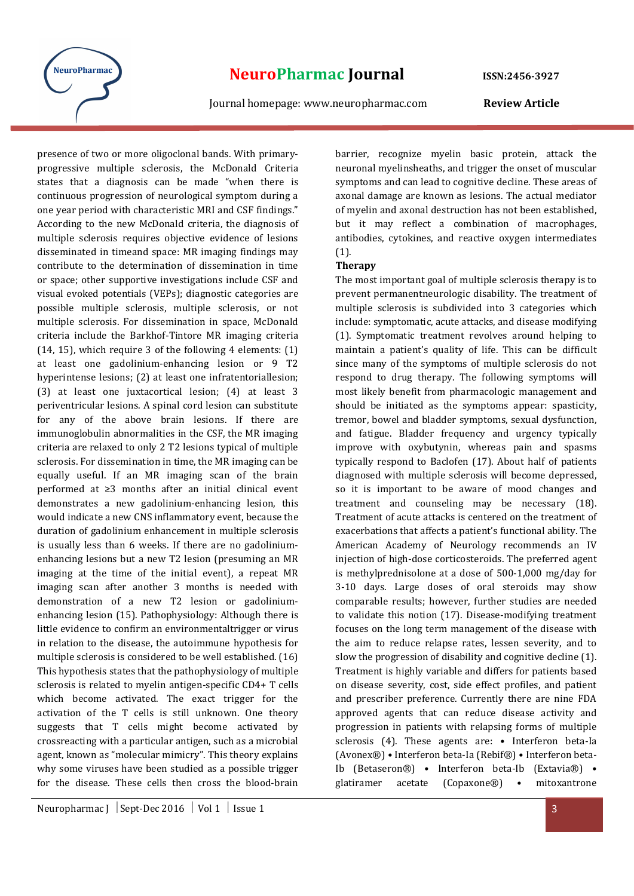presence of two or more oligoclonal bands. With primary-progressive multiple sclerosis, the McDonald Criteria states that a diagnosis can be made "when there is continuous progression of neurological symptom during a one year period with characteristic MRI and CSF findings." According to the new McDonald criteria, the diagnosis of multiple sclerosis requires objective evidence of lesions disseminated in timeand space: MR imaging findings may contribute to the determination of dissemination in time or space; other supportive investigations include CSF and visual evoked potentials (VEPs); diagnostic categories are possible multiple sclerosis, multiple sclerosis, or not multiple sclerosis. For dissemination in space, McDonald criteria include the Barkhof-Tintore MR imaging criteria (14, 15), which require 3 of the following 4 elements: (1) at least one gadolinium-enhancing lesion or 9 T2 hyperintense lesions; (2) at least one infratentoriallesion; (3) at least one juxtacortical lesion; (4) at least 3 periventricular lesions. A spinal cord lesion can substitute for any of the above brain lesions. If there are immunoglobulin abnormalities in the CSF, the MR imaging criteria are relaxed to only 2 T2 lesions typical of multiple sclerosis. For dissemination in time, the MR imaging can be equally useful. If an MR imaging scan of the brain performed at ≥3 months after an initial clinical event demonstrates a new gadolinium-enhancing lesion, this would indicate a new CNS inflammatory event, because the duration of gadolinium enhancement in multiple sclerosis is usually less than 6 weeks. If there are no gadolinium-enhancing lesions but a new T2 lesion (presuming an MR imaging at the time of the initial event), a repeat MR imaging scan after another 3 months is needed with demonstration of a new T2 lesion or gadolinium-enhancing lesion (15). Pathophysiology: Although there is little evidence to confirm an environmentaltrigger or virus in relation to the disease, the autoimmune hypothesis for multiple sclerosis is considered to be well established. (16) This hypothesis states that the pathophysiology of multiple sclerosis is related to myelin antigen-specific CD4+ T cells which become activated. The exact trigger for the activation of the T cells is still unknown. One theory suggests that T cells might become activated by crossreacting with a particular antigen, such as a microbial agent, known as "molecular mimicry". This theory explains why some viruses have been studied as a possible trigger for the disease. These cells then cross the blood-brain barrier, recognize myelin basic protein, attack the neuronal myelinsheaths, and trigger the onset of muscular symptoms and can lead to cognitive decline. These areas of axonal damage are known as lesions. The actual mediator of myelin and axonal destruction has not been established, but it may reflect a combination of macrophages, antibodies, cytokines, and reactive oxygen intermediates (1).

**Therapy**

The most important goal of multiple sclerosis therapy is to prevent permanentneurologic disability. The treatment of multiple sclerosis is subdivided into 3 categories which include: symptomatic, acute attacks, and disease modifying (1). Symptomatic treatment revolves around helping to maintain a patient's quality of life. This can be difficult since many of the symptoms of multiple sclerosis do not respond to drug therapy. The following symptoms will most likely benefit from pharmacologic management and should be initiated as the symptoms appear: spasticity, tremor, bowel and bladder symptoms, sexual dysfunction, and fatigue. Bladder frequency and urgency typically improve with oxybutynin, whereas pain and spasms typically respond to Baclofen (17). About half of patients diagnosed with multiple sclerosis will become depressed, so it is important to be aware of mood changes and treatment and counseling may be necessary (18). Treatment of acute attacks is centered on the treatment of exacerbations that affects a patient's functional ability. The American Academy of Neurology recommends an IV injection of high-dose corticosteroids. The preferred agent is methylprednisolone at a dose of 500-1,000 mg/day for 3-10 days. Large doses of oral steroids may show comparable results; however, further studies are needed to validate this notion (17). Disease-modifying treatment focuses on the long term management of the disease with the aim to reduce relapse rates, lessen severity, and to slow the progression of disability and cognitive decline (1). Treatment is highly variable and differs for patients based on disease severity, cost, side effect profiles, and patient and prescriber preference. Currently there are nine FDA approved agents that can reduce disease activity and progression in patients with relapsing forms of multiple sclerosis (4). These agents are: • Interferon beta-Ia (Avonex®) • Interferon beta-Ia (Rebif®) • Interferon beta-Ib (Betaseron®) • Interferon beta-Ib (Extavia®) • glatiramer acetate (Copaxone®) • mitoxantrone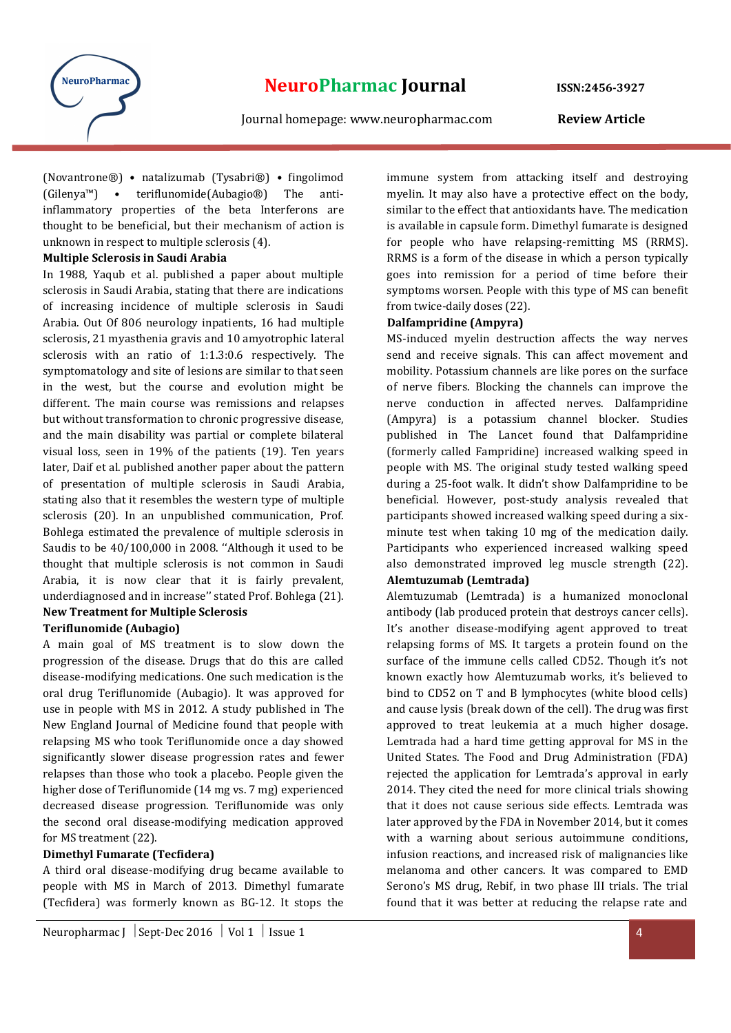(Novantrone®) • natalizumab (Tysabri®) • fingolimod (Gilenya™) • teriflunomide(Aubagio®) The anti-inflammatory properties of the beta Interferons are thought to be beneficial, but their mechanism of action is unknown in respect to multiple sclerosis (4).

**Multiple Sclerosis in Saudi Arabia**

In 1988, Yaqub et al. published a paper about multiple sclerosis in Saudi Arabia, stating that there are indications of increasing incidence of multiple sclerosis in Saudi Arabia. Out Of 806 neurology inpatients, 16 had multiple sclerosis, 21 myasthenia gravis and 10 amyotrophic lateral sclerosis with an ratio of 1:1.3:0.6 respectively. The symptomatology and site of lesions are similar to that seen in the west, but the course and evolution might be different. The main course was remissions and relapses but without transformation to chronic progressive disease, and the main disability was partial or complete bilateral visual loss, seen in 19% of the patients (19). Ten years later, Daif et al. published another paper about the pattern of presentation of multiple sclerosis in Saudi Arabia, stating also that it resembles the western type of multiple sclerosis (20). In an unpublished communication, Prof. Bohlega estimated the prevalence of multiple sclerosis in Saudis to be 40/100,000 in 2008. ''Although it used to be thought that multiple sclerosis is not common in Saudi Arabia, it is now clear that it is fairly prevalent, underdiagnosed and in increase'' stated Prof. Bohlega (21).

**New Treatment for Multiple Sclerosis**

**Teriflunomide (Aubagio)**

A main goal of MS treatment is to slow down the progression of the disease. Drugs that do this are called disease-modifying medications. One such medication is the oral drug Teriflunomide (Aubagio). It was approved for use in people with MS in 2012. A study published in The New England Journal of Medicine found that people with relapsing MS who took Teriflunomide once a day showed significantly slower disease progression rates and fewer relapses than those who took a placebo. People given the higher dose of Teriflunomide (14 mg vs. 7 mg) experienced decreased disease progression. Teriflunomide was only the second oral disease-modifying medication approved for MS treatment (22).

**Dimethyl Fumarate (Tecfidera)**

A third oral disease-modifying drug became available to people with MS in March of 2013. Dimethyl fumarate (Tecfidera) was formerly known as BG-12. It stops the immune system from attacking itself and destroying myelin. It may also have a protective effect on the body, similar to the effect that antioxidants have. The medication is available in capsule form. Dimethyl fumarate is designed for people who have relapsing-remitting MS (RRMS). RRMS is a form of the disease in which a person typically goes into remission for a period of time before their symptoms worsen. People with this type of MS can benefit from twice-daily doses (22).

**Dalfampridine (Ampyra)**

MS-induced myelin destruction affects the way nerves send and receive signals. This can affect movement and mobility. Potassium channels are like pores on the surface of nerve fibers. Blocking the channels can improve the nerve conduction in affected nerves. Dalfampridine (Ampyra) is a potassium channel blocker. Studies published in The Lancet found that Dalfampridine (formerly called Fampridine) increased walking speed in people with MS. The original study tested walking speed during a 25-foot walk. It didn't show Dalfampridine to be beneficial. However, post-study analysis revealed that participants showed increased walking speed during a six-minute test when taking 10 mg of the medication daily. Participants who experienced increased walking speed also demonstrated improved leg muscle strength (22).

**Alemtuzumab (Lemtrada)**

Alemtuzumab (Lemtrada) is a humanized monoclonal antibody (lab produced protein that destroys cancer cells). It's another disease-modifying agent approved to treat relapsing forms of MS. It targets a protein found on the surface of the immune cells called CD52. Though it's not known exactly how Alemtuzumab works, it's believed to bind to CD52 on T and B lymphocytes (white blood cells) and cause lysis (break down of the cell). The drug was first approved to treat leukemia at a much higher dosage. Lemtrada had a hard time getting approval for MS in the United States. The Food and Drug Administration (FDA) rejected the application for Lemtrada's approval in early 2014. They cited the need for more clinical trials showing that it does not cause serious side effects. Lemtrada was later approved by the FDA in November 2014, but it comes with a warning about serious autoimmune conditions, infusion reactions, and increased risk of malignancies like melanoma and other cancers. It was compared to EMD Serono's MS drug, Rebif, in two phase III trials. The trial found that it was better at reducing the relapse rate and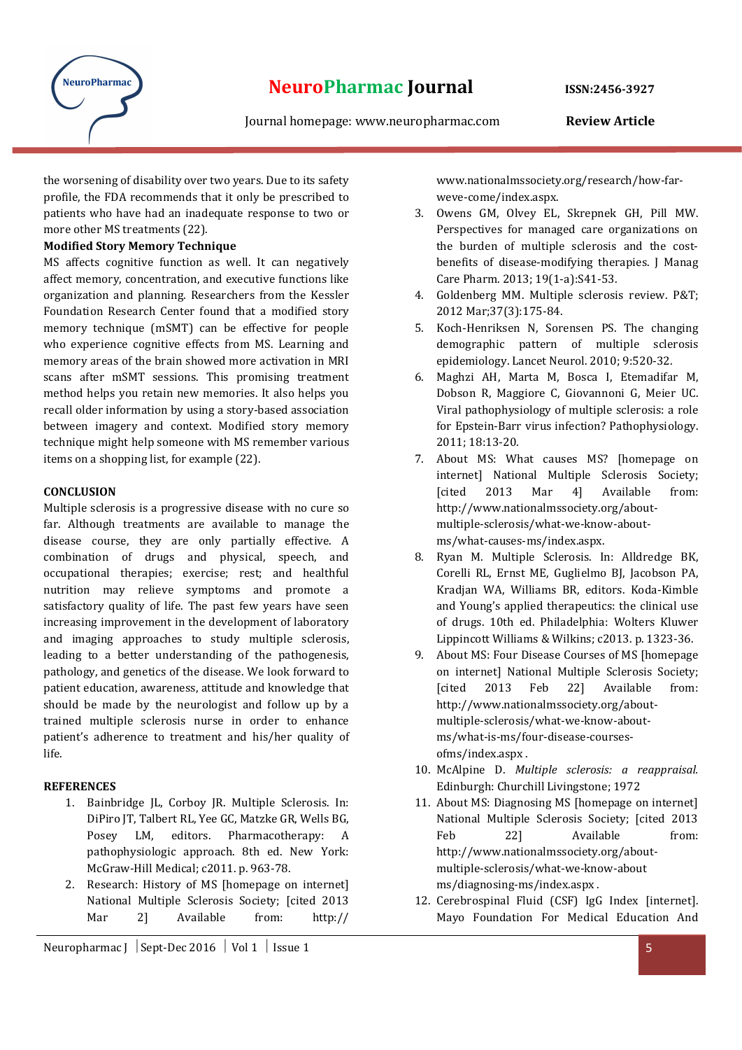the worsening of disability over two years. Due to its safety profile, the FDA recommends that it only be prescribed to patients who have had an inadequate response to two or more other MS treatments (22).

**Modified Story Memory Technique**

MS affects cognitive function as well. It can negatively affect memory, concentration, and executive functions like organization and planning. Researchers from the Kessler Foundation Research Center found that a modified story memory technique (mSMT) can be effective for people who experience cognitive effects from MS. Learning and memory areas of the brain showed more activation in MRI scans after mSMT sessions. This promising treatment method helps you retain new memories. It also helps you recall older information by using a story-based association between imagery and context. Modified story memory technique might help someone with MS remember various items on a shopping list, for example (22).

## CONCLUSION

Multiple sclerosis is a progressive disease with no cure so far. Although treatments are available to manage the disease course, they are only partially effective. A combination of drugs and physical, speech, and occupational therapies; exercise; rest; and healthful nutrition may relieve symptoms and promote a satisfactory quality of life. The past few years have seen increasing improvement in the development of laboratory and imaging approaches to study multiple sclerosis, leading to a better understanding of the pathogenesis, pathology, and genetics of the disease. We look forward to patient education, awareness, attitude and knowledge that should be made by the neurologist and follow up by a trained multiple sclerosis nurse in order to enhance patient's adherence to treatment and his/her quality of life.

## REFERENCES

1. Bainbridge JL, Corboy JR. Multiple Sclerosis. In: DiPiro JT, Talbert RL, Yee GC, Matzke GR, Wells BG, Posey LM, editors. Pharmacotherapy: A pathophysiologic approach. 8th ed. New York: McGraw-Hill Medical; c2011. p. 963-78.
2. Research: History of MS [homepage on internet] National Multiple Sclerosis Society; [cited 2013 Mar 2] Available from: http:// www.nationalmssociety.org/research/how-far-weve-come/index.aspx.
3. Owens GM, Olvey EL, Skrepnek GH, Pill MW. Perspectives for managed care organizations on the burden of multiple sclerosis and the cost-benefits of disease-modifying therapies. J Manag Care Pharm. 2013; 19(1-a):S41-53.
4. Goldenberg MM. Multiple sclerosis review. P&T; 2012 Mar;37(3):175-84.
5. Koch-Henriksen N, Sorensen PS. The changing demographic pattern of multiple sclerosis epidemiology. Lancet Neurol. 2010; 9:520-32.
6. Maghzi AH, Marta M, Bosca I, Etemadifar M, Dobson R, Maggiore C, Giovannoni G, Meier UC. Viral pathophysiology of multiple sclerosis: a role for Epstein-Barr virus infection? Pathophysiology. 2011; 18:13-20.
7. About MS: What causes MS? [homepage on internet] National Multiple Sclerosis Society; [cited 2013 Mar 4] Available from: http://www.nationalmssociety.org/about-multiple-sclerosis/what-we-know-about-ms/what-causes-ms/index.aspx.
8. Ryan M. Multiple Sclerosis. In: Alldredge BK, Corelli RL, Ernst ME, Guglielmo BJ, Jacobson PA, Kradjan WA, Williams BR, editors. Koda-Kimble and Young's applied therapeutics: the clinical use of drugs. 10th ed. Philadelphia: Wolters Kluwer Lippincott Williams & Wilkins; c2013. p. 1323-36.
9. About MS: Four Disease Courses of MS [homepage on internet] National Multiple Sclerosis Society; [cited 2013 Feb 22] Available from: http://www.nationalmssociety.org/about-multiple-sclerosis/what-we-know-about-ms/what-is-ms/four-disease-courses-ofms/index.aspx .
10. McAlpine D. *Multiple sclerosis: a reappraisal.* Edinburgh: Churchill Livingstone; 1972
11. About MS: Diagnosing MS [homepage on internet] National Multiple Sclerosis Society; [cited 2013 Feb 22] Available from: http://www.nationalmssociety.org/about-multiple-sclerosis/what-we-know-about ms/diagnosing-ms/index.aspx .
12. Cerebrospinal Fluid (CSF) IgG Index [internet]. Mayo Foundation For Medical Education And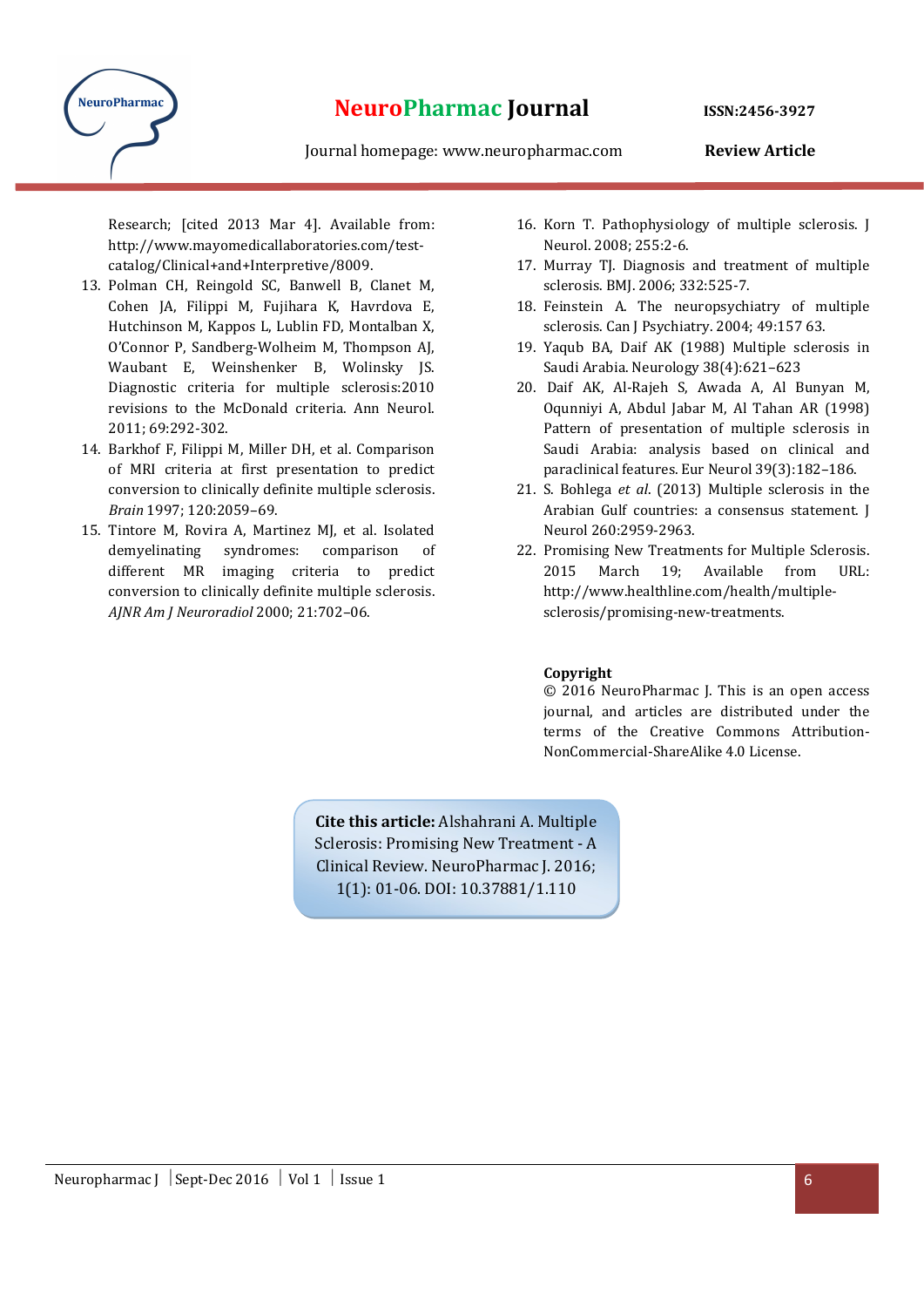Research; [cited 2013 Mar 4]. Available from: http://www.mayomedicallaboratories.com/test-catalog/Clinical+and+Interpretive/8009.

13. Polman CH, Reingold SC, Banwell B, Clanet M, Cohen JA, Filippi M, Fujihara K, Havrdova E, Hutchinson M, Kappos L, Lublin FD, Montalban X, O'Connor P, Sandberg-Wolheim M, Thompson AJ, Waubant E, Weinshenker B, Wolinsky JS. Diagnostic criteria for multiple sclerosis:2010 revisions to the McDonald criteria. Ann Neurol. 2011; 69:292-302.
14. Barkhof F, Filippi M, Miller DH, et al. Comparison of MRI criteria at first presentation to predict conversion to clinically definite multiple sclerosis. *Brain* 1997; 120:2059–69.
15. Tintore M, Rovira A, Martinez MJ, et al. Isolated demyelinating syndromes: comparison of different MR imaging criteria to predict conversion to clinically definite multiple sclerosis. *AJNR Am J Neuroradiol* 2000; 21:702–06.
16. Korn T. Pathophysiology of multiple sclerosis. J Neurol. 2008; 255:2-6.
17. Murray TJ. Diagnosis and treatment of multiple sclerosis. BMJ. 2006; 332:525-7.
18. Feinstein A. The neuropsychiatry of multiple sclerosis. Can J Psychiatry. 2004; 49:157 63.
19. Yaqub BA, Daif AK (1988) Multiple sclerosis in Saudi Arabia. Neurology 38(4):621–623
20. Daif AK, Al-Rajeh S, Awada A, Al Bunyan M, Oqunniyi A, Abdul Jabar M, Al Tahan AR (1998) Pattern of presentation of multiple sclerosis in Saudi Arabia: analysis based on clinical and paraclinical features. Eur Neurol 39(3):182–186.
21. S. Bohlega *et al*. (2013) Multiple sclerosis in the Arabian Gulf countries: a consensus statement. J Neurol 260:2959-2963.
22. Promising New Treatments for Multiple Sclerosis. 2015 March 19; Available from URL: http://www.healthline.com/health/multiple-sclerosis/promising-new-treatments.

**Copyright**

© 2016 NeuroPharmac J. This is an open access journal, and articles are distributed under the terms of the Creative Commons Attribution-NonCommercial-ShareAlike 4.0 License.

**Cite this article:** Alshahrani A. Multiple Sclerosis: Promising New Treatment - A Clinical Review. NeuroPharmac J. 2016; 1(1): 01-06. DOI: 10.37881/1.110